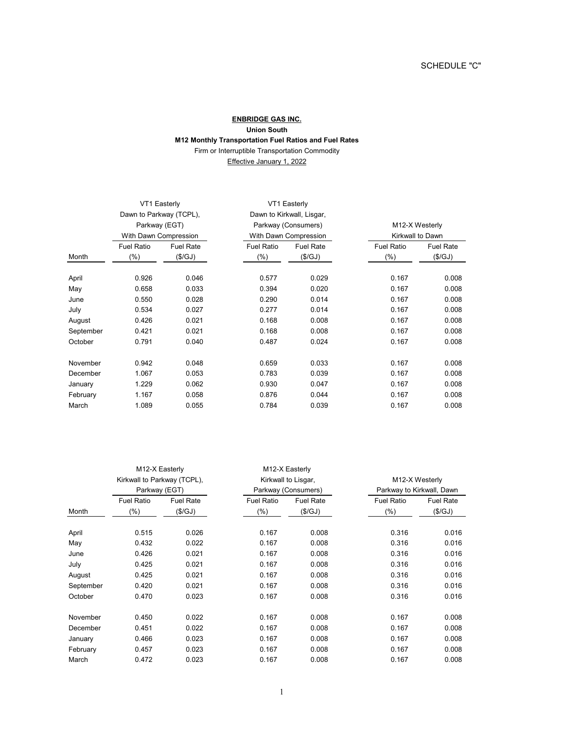SCHEDULE "C"

**ENBRIDGE GAS INC.**

**Union South**

**M12 Monthly Transportation Fuel Ratios and Fuel Rates**

Firm or Interruptible Transportation Commodity

Effective January 1, 2022

| | VT1 Easterly Dawn to Parkway (TCPL), Parkway (EGT) With Dawn Compression | | VT1 Easterly Dawn to Kirkwall, Lisgar, Parkway (Consumers) With Dawn Compression | | M12-X Westerly Kirkwall to Dawn | |
|---|---|---|---|---|---|---|
| Month | Fuel Ratio (%) | Fuel Rate ($/GJ) | Fuel Ratio (%) | Fuel Rate ($/GJ) | Fuel Ratio (%) | Fuel Rate ($/GJ) |
| April | 0.926 | 0.046 | 0.577 | 0.029 | 0.167 | 0.008 |
| May | 0.658 | 0.033 | 0.394 | 0.020 | 0.167 | 0.008 |
| June | 0.550 | 0.028 | 0.290 | 0.014 | 0.167 | 0.008 |
| July | 0.534 | 0.027 | 0.277 | 0.014 | 0.167 | 0.008 |
| August | 0.426 | 0.021 | 0.168 | 0.008 | 0.167 | 0.008 |
| September | 0.421 | 0.021 | 0.168 | 0.008 | 0.167 | 0.008 |
| October | 0.791 | 0.040 | 0.487 | 0.024 | 0.167 | 0.008 |
| November | 0.942 | 0.048 | 0.659 | 0.033 | 0.167 | 0.008 |
| December | 1.067 | 0.053 | 0.783 | 0.039 | 0.167 | 0.008 |
| January | 1.229 | 0.062 | 0.930 | 0.047 | 0.167 | 0.008 |
| February | 1.167 | 0.058 | 0.876 | 0.044 | 0.167 | 0.008 |
| March | 1.089 | 0.055 | 0.784 | 0.039 | 0.167 | 0.008 |

| | M12-X Easterly Kirkwall to Parkway (TCPL), Parkway (EGT) | | M12-X Easterly Kirkwall to Lisgar, Parkway (Consumers) | | M12-X Westerly Parkway to Kirkwall, Dawn | |
|---|---|---|---|---|---|---|
| Month | Fuel Ratio (%) | Fuel Rate ($/GJ) | Fuel Ratio (%) | Fuel Rate ($/GJ) | Fuel Ratio (%) | Fuel Rate ($/GJ) |
| April | 0.515 | 0.026 | 0.167 | 0.008 | 0.316 | 0.016 |
| May | 0.432 | 0.022 | 0.167 | 0.008 | 0.316 | 0.016 |
| June | 0.426 | 0.021 | 0.167 | 0.008 | 0.316 | 0.016 |
| July | 0.425 | 0.021 | 0.167 | 0.008 | 0.316 | 0.016 |
| August | 0.425 | 0.021 | 0.167 | 0.008 | 0.316 | 0.016 |
| September | 0.420 | 0.021 | 0.167 | 0.008 | 0.316 | 0.016 |
| October | 0.470 | 0.023 | 0.167 | 0.008 | 0.316 | 0.016 |
| November | 0.450 | 0.022 | 0.167 | 0.008 | 0.167 | 0.008 |
| December | 0.451 | 0.022 | 0.167 | 0.008 | 0.167 | 0.008 |
| January | 0.466 | 0.023 | 0.167 | 0.008 | 0.167 | 0.008 |
| February | 0.457 | 0.023 | 0.167 | 0.008 | 0.167 | 0.008 |
| March | 0.472 | 0.023 | 0.167 | 0.008 | 0.167 | 0.008 |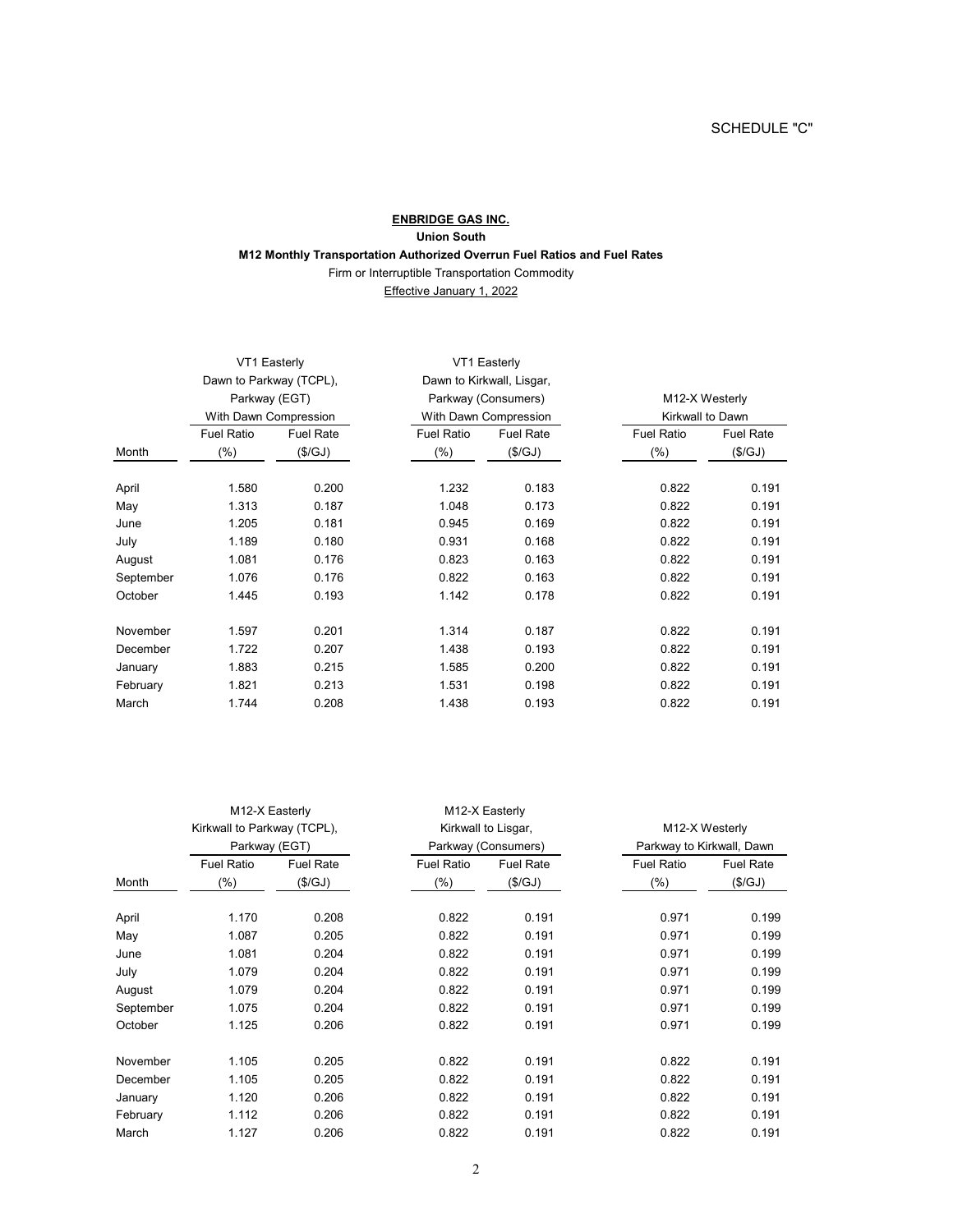SCHEDULE "C"

**ENBRIDGE GAS INC.**

**Union South**

**M12 Monthly Transportation Authorized Overrun Fuel Ratios and Fuel Rates**

Firm or Interruptible Transportation Commodity

Effective January 1, 2022

| | VT1 Easterly Dawn to Parkway (TCPL), Parkway (EGT) With Dawn Compression | | VT1 Easterly Dawn to Kirkwall, Lisgar, Parkway (Consumers) With Dawn Compression | | M12-X Westerly Kirkwall to Dawn | |
|---|---|---|---|---|---|---|
| Month | Fuel Ratio (%) | Fuel Rate ($/GJ) | Fuel Ratio (%) | Fuel Rate ($/GJ) | Fuel Ratio (%) | Fuel Rate ($/GJ) |
| April | 1.580 | 0.200 | 1.232 | 0.183 | 0.822 | 0.191 |
| May | 1.313 | 0.187 | 1.048 | 0.173 | 0.822 | 0.191 |
| June | 1.205 | 0.181 | 0.945 | 0.169 | 0.822 | 0.191 |
| July | 1.189 | 0.180 | 0.931 | 0.168 | 0.822 | 0.191 |
| August | 1.081 | 0.176 | 0.823 | 0.163 | 0.822 | 0.191 |
| September | 1.076 | 0.176 | 0.822 | 0.163 | 0.822 | 0.191 |
| October | 1.445 | 0.193 | 1.142 | 0.178 | 0.822 | 0.191 |
| November | 1.597 | 0.201 | 1.314 | 0.187 | 0.822 | 0.191 |
| December | 1.722 | 0.207 | 1.438 | 0.193 | 0.822 | 0.191 |
| January | 1.883 | 0.215 | 1.585 | 0.200 | 0.822 | 0.191 |
| February | 1.821 | 0.213 | 1.531 | 0.198 | 0.822 | 0.191 |
| March | 1.744 | 0.208 | 1.438 | 0.193 | 0.822 | 0.191 |

| | M12-X Easterly Kirkwall to Parkway (TCPL), Parkway (EGT) | | M12-X Easterly Kirkwall to Lisgar, Parkway (Consumers) | | M12-X Westerly Parkway to Kirkwall, Dawn | |
|---|---|---|---|---|---|---|
| Month | Fuel Ratio (%) | Fuel Rate ($/GJ) | Fuel Ratio (%) | Fuel Rate ($/GJ) | Fuel Ratio (%) | Fuel Rate ($/GJ) |
| April | 1.170 | 0.208 | 0.822 | 0.191 | 0.971 | 0.199 |
| May | 1.087 | 0.205 | 0.822 | 0.191 | 0.971 | 0.199 |
| June | 1.081 | 0.204 | 0.822 | 0.191 | 0.971 | 0.199 |
| July | 1.079 | 0.204 | 0.822 | 0.191 | 0.971 | 0.199 |
| August | 1.079 | 0.204 | 0.822 | 0.191 | 0.971 | 0.199 |
| September | 1.075 | 0.204 | 0.822 | 0.191 | 0.971 | 0.199 |
| October | 1.125 | 0.206 | 0.822 | 0.191 | 0.971 | 0.199 |
| November | 1.105 | 0.205 | 0.822 | 0.191 | 0.822 | 0.191 |
| December | 1.105 | 0.205 | 0.822 | 0.191 | 0.822 | 0.191 |
| January | 1.120 | 0.206 | 0.822 | 0.191 | 0.822 | 0.191 |
| February | 1.112 | 0.206 | 0.822 | 0.191 | 0.822 | 0.191 |
| March | 1.127 | 0.206 | 0.822 | 0.191 | 0.822 | 0.191 |